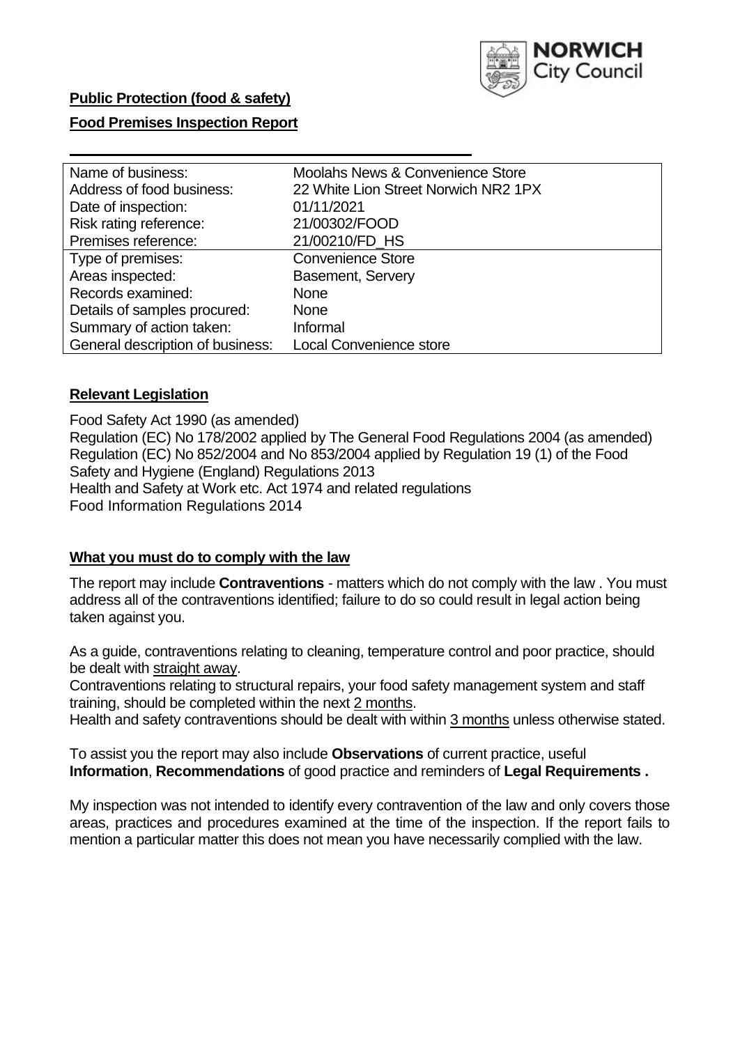**Public Protection (food & safety)**

**Food Premises Inspection Report**

| Name of business: | Moolahs News & Convenience Store |
|---|---|
| Address of food business: | 22 White Lion Street Norwich NR2 1PX |
| Date of inspection: | 01/11/2021 |
| Risk rating reference: | 21/00302/FOOD |
| Premises reference: | 21/00210/FD_HS |
| Type of premises: | Convenience Store |
| Areas inspected: | Basement, Servery |
| Records examined: | None |
| Details of samples procured: | None |
| Summary of action taken: | Informal |
| General description of business: | Local Convenience store |

## Relevant Legislation

Food Safety Act 1990 (as amended)
Regulation (EC) No 178/2002 applied by The General Food Regulations 2004 (as amended)
Regulation (EC) No 852/2004 and No 853/2004 applied by Regulation 19 (1) of the Food Safety and Hygiene (England) Regulations 2013
Health and Safety at Work etc. Act 1974 and related regulations
Food Information Regulations 2014

## What you must do to comply with the law

The report may include **Contraventions** - matters which do not comply with the law . You must address all of the contraventions identified; failure to do so could result in legal action being taken against you.

As a guide, contraventions relating to cleaning, temperature control and poor practice, should be dealt with straight away.
Contraventions relating to structural repairs, your food safety management system and staff training, should be completed within the next 2 months.
Health and safety contraventions should be dealt with within 3 months unless otherwise stated.

To assist you the report may also include **Observations** of current practice, useful **Information**, **Recommendations** of good practice and reminders of **Legal Requirements .**

My inspection was not intended to identify every contravention of the law and only covers those areas, practices and procedures examined at the time of the inspection. If the report fails to mention a particular matter this does not mean you have necessarily complied with the law.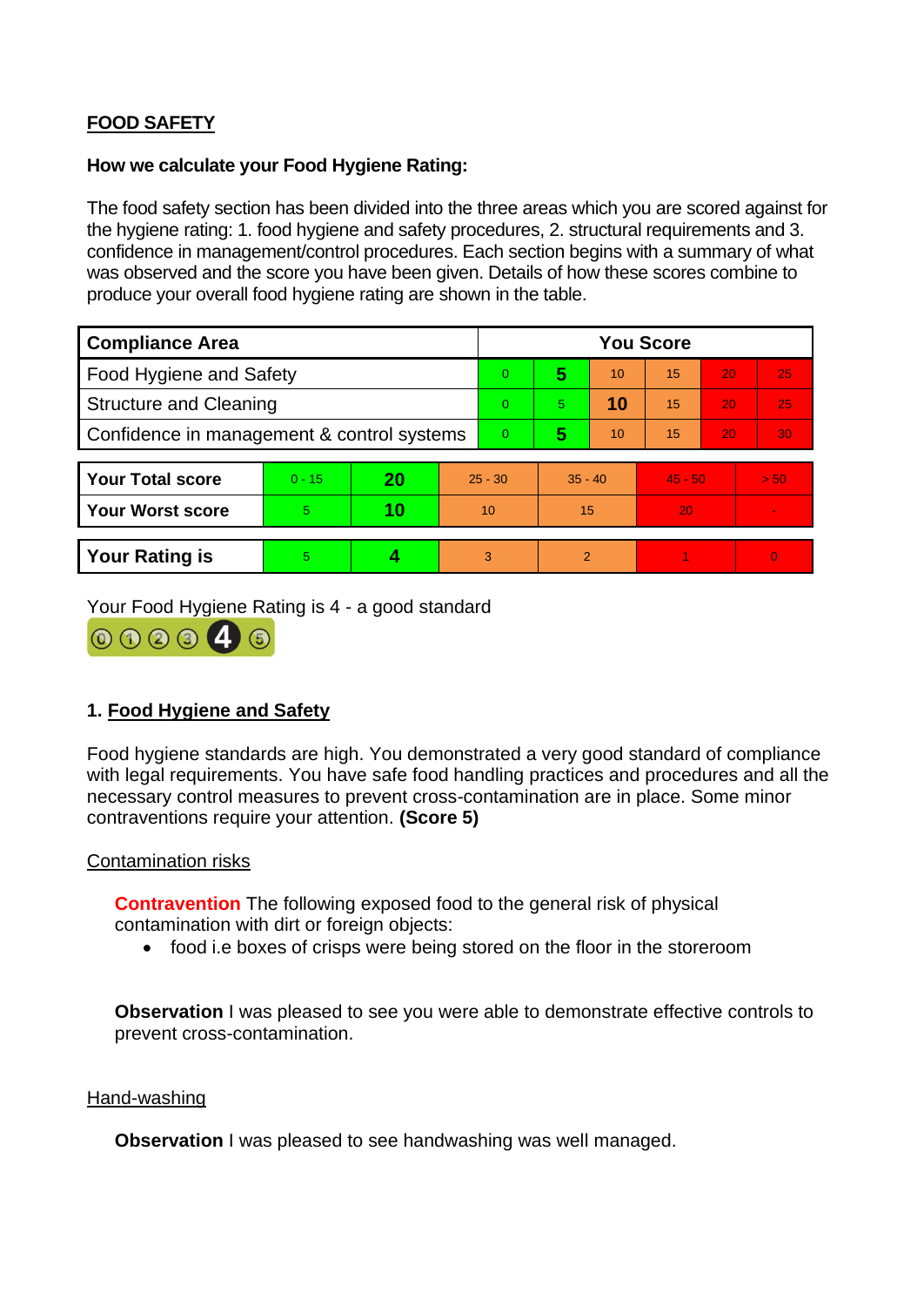## FOOD SAFETY

**How we calculate your Food Hygiene Rating:**

The food safety section has been divided into the three areas which you are scored against for the hygiene rating: 1. food hygiene and safety procedures, 2. structural requirements and 3. confidence in management/control procedures. Each section begins with a summary of what was observed and the score you have been given. Details of how these scores combine to produce your overall food hygiene rating are shown in the table.

| Compliance Area | You Score | | | | | |
|---|---|---|---|---|---|---|
| Food Hygiene and Safety | 0 | **5** | 10 | 15 | 20 | 25 |
| Structure and Cleaning | 0 | 5 | **10** | 15 | 20 | 25 |
| Confidence in management & control systems | 0 | **5** | 10 | 15 | 20 | 30 |

| | | | | | | |
|---|---|---|---|---|---|---|
| **Your Total score** | 0 - 15 | **20** | 25 - 30 | 35 - 40 | 45 - 50 | > 50 |
| **Your Worst score** | 5 | **10** | 10 | 15 | 20 | - |
| **Your Rating is** | 5 | **4** | 3 | 2 | 1 | 0 |

Your Food Hygiene Rating is 4 - a good standard

### 1. Food Hygiene and Safety

Food hygiene standards are high. You demonstrated a very good standard of compliance with legal requirements. You have safe food handling practices and procedures and all the necessary control measures to prevent cross-contamination are in place. Some minor contraventions require your attention. **(Score 5)**

Contamination risks

**Contravention** The following exposed food to the general risk of physical contamination with dirt or foreign objects:

- food i.e boxes of crisps were being stored on the floor in the storeroom

**Observation** I was pleased to see you were able to demonstrate effective controls to prevent cross-contamination.

Hand-washing

**Observation** I was pleased to see handwashing was well managed.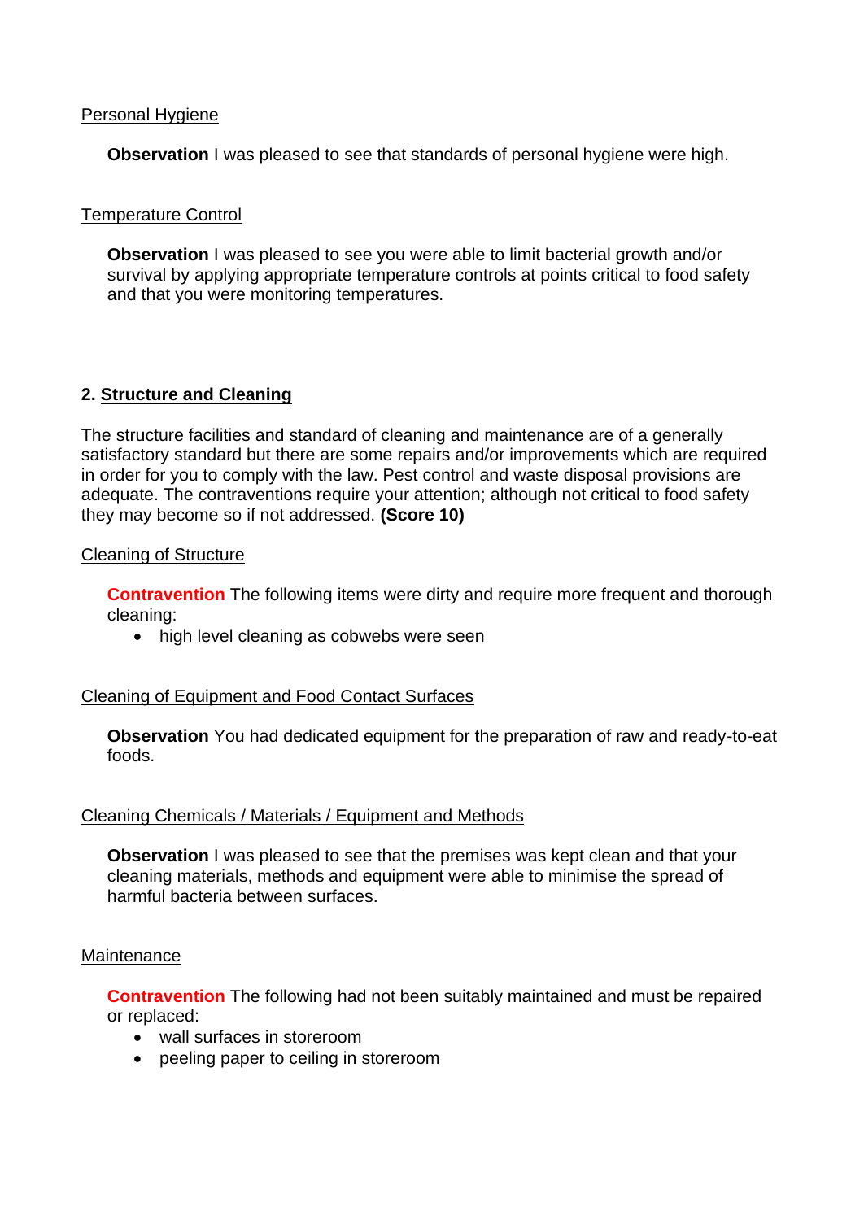Personal Hygiene

**Observation** I was pleased to see that standards of personal hygiene were high.

Temperature Control

**Observation** I was pleased to see you were able to limit bacterial growth and/or survival by applying appropriate temperature controls at points critical to food safety and that you were monitoring temperatures.

## 2. Structure and Cleaning

The structure facilities and standard of cleaning and maintenance are of a generally satisfactory standard but there are some repairs and/or improvements which are required in order for you to comply with the law. Pest control and waste disposal provisions are adequate. The contraventions require your attention; although not critical to food safety they may become so if not addressed. **(Score 10)**

Cleaning of Structure

**Contravention** The following items were dirty and require more frequent and thorough cleaning:

- high level cleaning as cobwebs were seen

Cleaning of Equipment and Food Contact Surfaces

**Observation** You had dedicated equipment for the preparation of raw and ready-to-eat foods.

Cleaning Chemicals / Materials / Equipment and Methods

**Observation** I was pleased to see that the premises was kept clean and that your cleaning materials, methods and equipment were able to minimise the spread of harmful bacteria between surfaces.

Maintenance

**Contravention** The following had not been suitably maintained and must be repaired or replaced:

- wall surfaces in storeroom
- peeling paper to ceiling in storeroom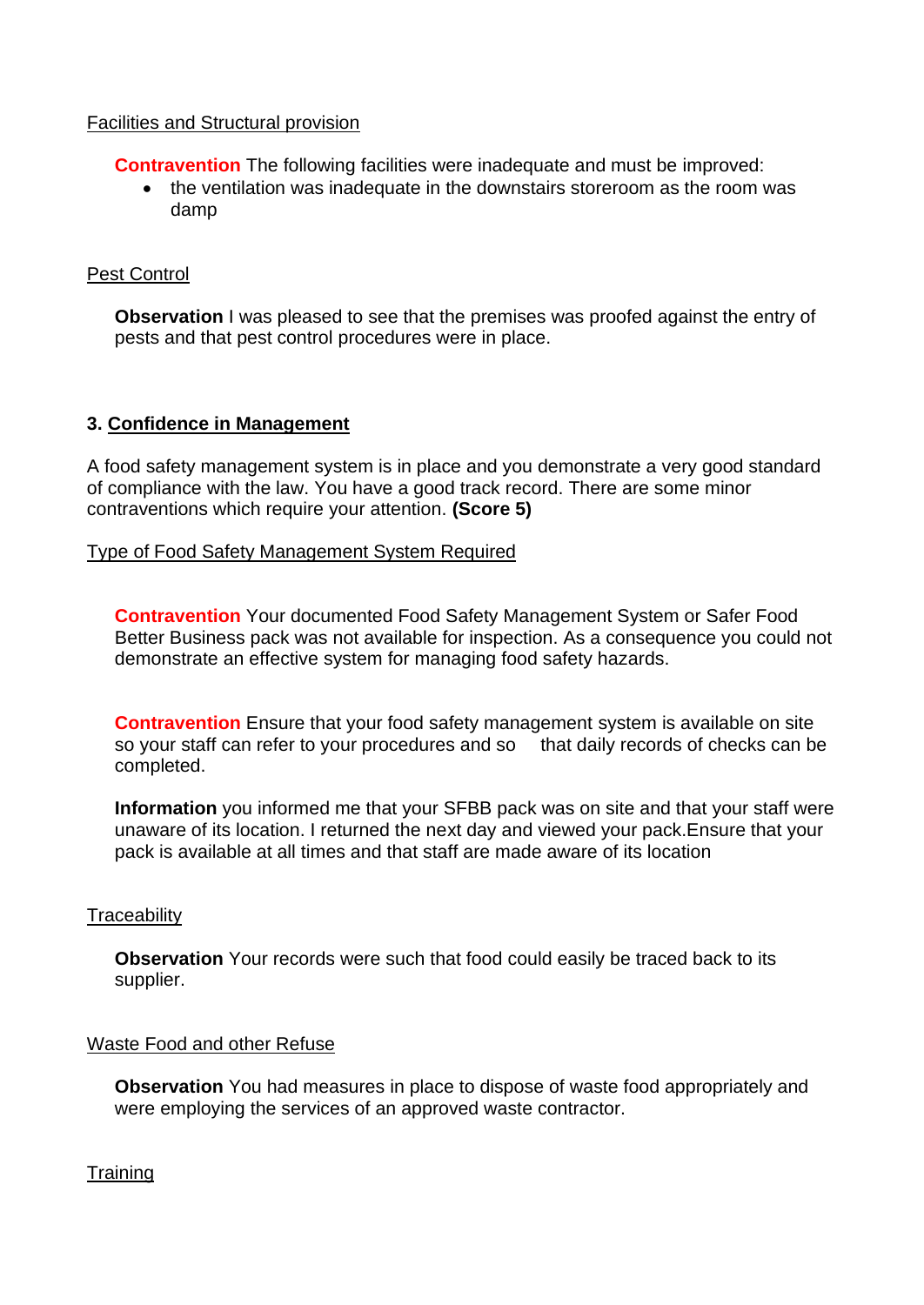Facilities and Structural provision

**Contravention** The following facilities were inadequate and must be improved:

- the ventilation was inadequate in the downstairs storeroom as the room was damp

Pest Control

**Observation** I was pleased to see that the premises was proofed against the entry of pests and that pest control procedures were in place.

### 3. Confidence in Management

A food safety management system is in place and you demonstrate a very good standard of compliance with the law. You have a good track record. There are some minor contraventions which require your attention. **(Score 5)**

Type of Food Safety Management System Required

**Contravention** Your documented Food Safety Management System or Safer Food Better Business pack was not available for inspection. As a consequence you could not demonstrate an effective system for managing food safety hazards.

**Contravention** Ensure that your food safety management system is available on site so your staff can refer to your procedures and so that daily records of checks can be completed.

**Information** you informed me that your SFBB pack was on site and that your staff were unaware of its location. I returned the next day and viewed your pack.Ensure that your pack is available at all times and that staff are made aware of its location

Traceability

**Observation** Your records were such that food could easily be traced back to its supplier.

Waste Food and other Refuse

**Observation** You had measures in place to dispose of waste food appropriately and were employing the services of an approved waste contractor.

Training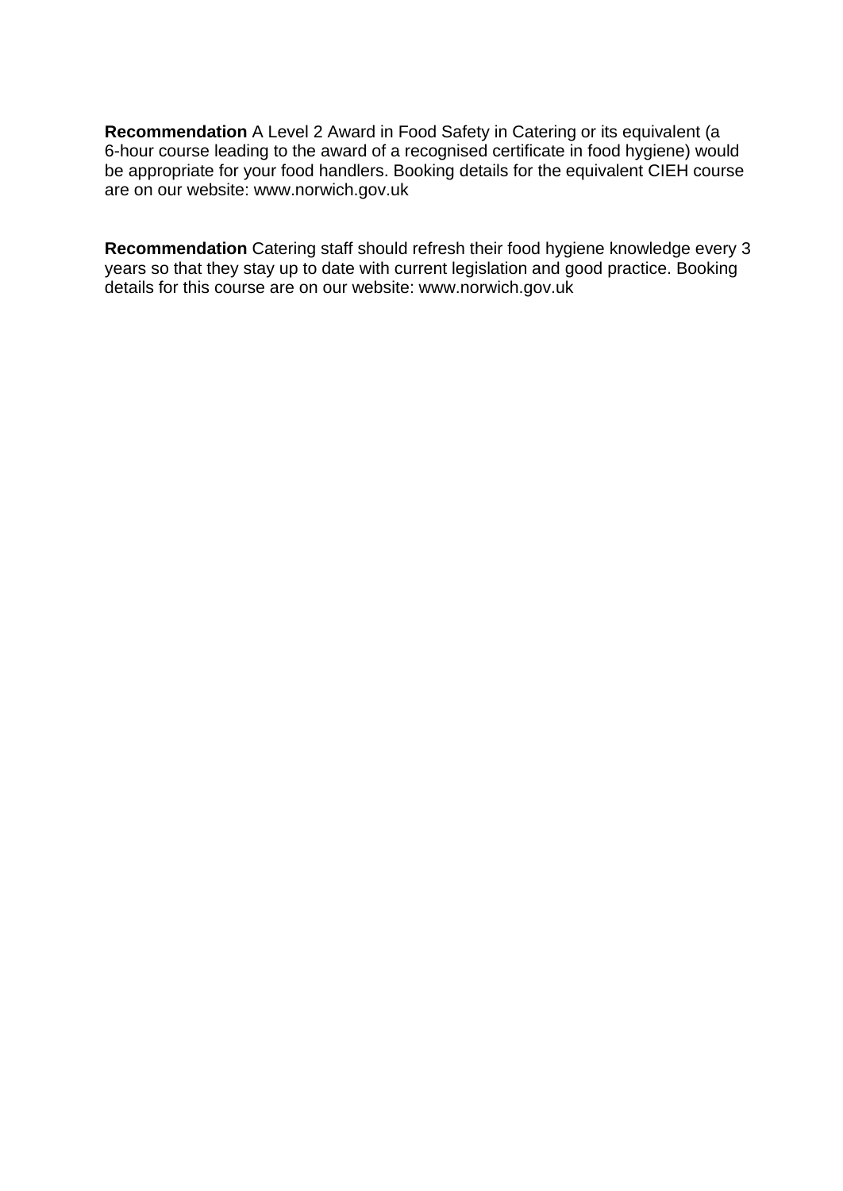**Recommendation** A Level 2 Award in Food Safety in Catering or its equivalent (a 6-hour course leading to the award of a recognised certificate in food hygiene) would be appropriate for your food handlers. Booking details for the equivalent CIEH course are on our website: www.norwich.gov.uk

**Recommendation** Catering staff should refresh their food hygiene knowledge every 3 years so that they stay up to date with current legislation and good practice. Booking details for this course are on our website: www.norwich.gov.uk